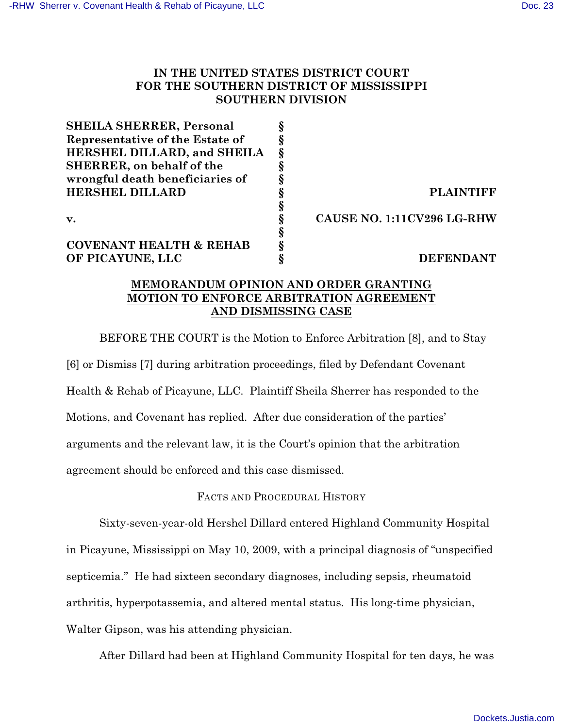# IN THE UNITED STATES DISTRICT COURT FOR THE SOUTHERN DISTRICT OF MISSISSIPPI SOUTHERN DIVISION

| | | |
|---|---|---|
| **SHEILA SHERRER, Personal Representative of the Estate of HERSHEL DILLARD, and SHEILA SHERRER, on behalf of the wrongful death beneficiaries of HERSHEL DILLARD** | § | **PLAINTIFF** |
| **v.** | § | **CAUSE NO. 1:11CV296 LG-RHW** |
| **COVENANT HEALTH & REHAB OF PICAYUNE, LLC** | § | **DEFENDANT** |

## MEMORANDUM OPINION AND ORDER GRANTING MOTION TO ENFORCE ARBITRATION AGREEMENT AND DISMISSING CASE

BEFORE THE COURT is the Motion to Enforce Arbitration [8], and to Stay [6] or Dismiss [7] during arbitration proceedings, filed by Defendant Covenant Health & Rehab of Picayune, LLC. Plaintiff Sheila Sherrer has responded to the Motions, and Covenant has replied. After due consideration of the parties' arguments and the relevant law, it is the Court's opinion that the arbitration agreement should be enforced and this case dismissed.

### FACTS AND PROCEDURAL HISTORY

Sixty-seven-year-old Hershel Dillard entered Highland Community Hospital in Picayune, Mississippi on May 10, 2009, with a principal diagnosis of "unspecified septicemia." He had sixteen secondary diagnoses, including sepsis, rheumatoid arthritis, hyperpotassemia, and altered mental status. His long-time physician, Walter Gipson, was his attending physician.

After Dillard had been at Highland Community Hospital for ten days, he was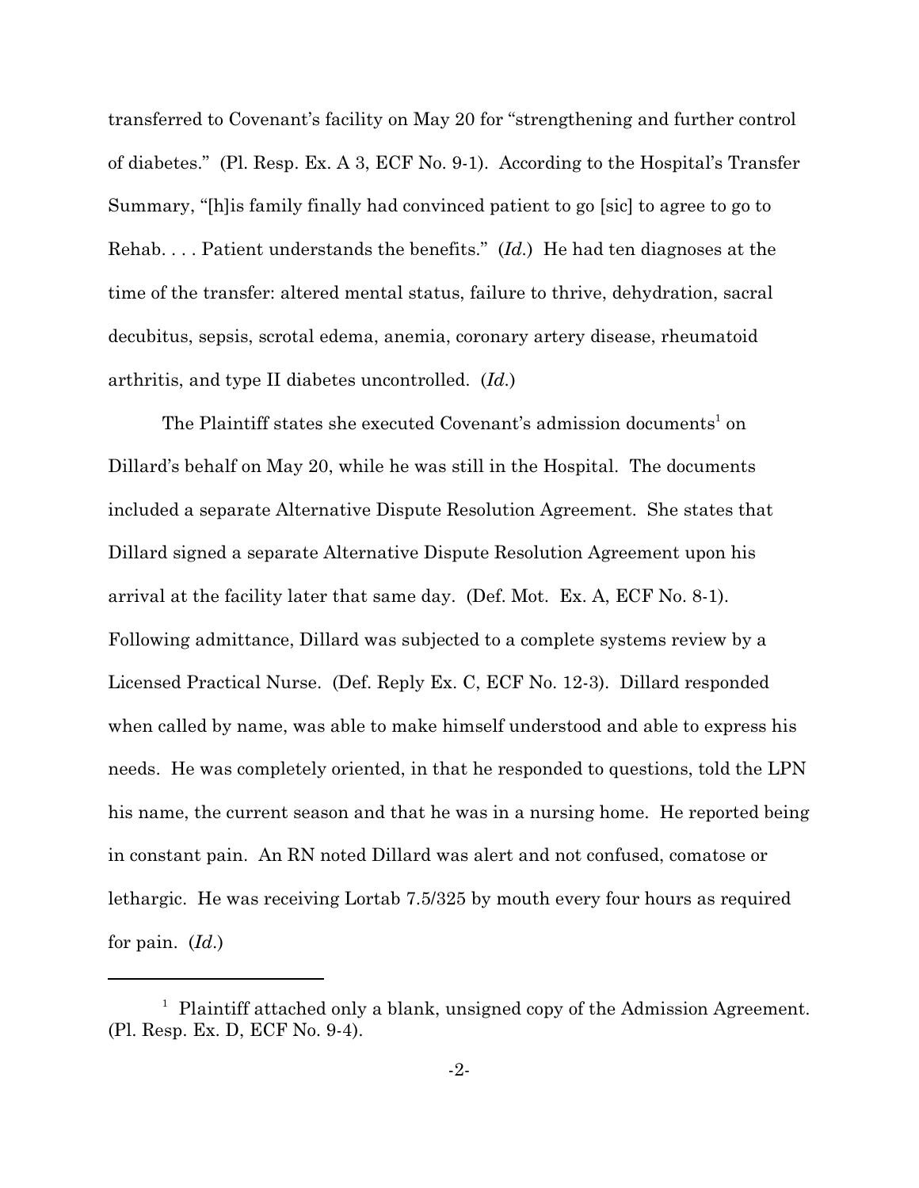transferred to Covenant's facility on May 20 for "strengthening and further control of diabetes." (Pl. Resp. Ex. A 3, ECF No. 9-1). According to the Hospital's Transfer Summary, "[h]is family finally had convinced patient to go [sic] to agree to go to Rehab. . . . Patient understands the benefits." (*Id.*) He had ten diagnoses at the time of the transfer: altered mental status, failure to thrive, dehydration, sacral decubitus, sepsis, scrotal edema, anemia, coronary artery disease, rheumatoid arthritis, and type II diabetes uncontrolled. (*Id.*)

The Plaintiff states she executed Covenant's admission documents[1] on Dillard's behalf on May 20, while he was still in the Hospital. The documents included a separate Alternative Dispute Resolution Agreement. She states that Dillard signed a separate Alternative Dispute Resolution Agreement upon his arrival at the facility later that same day. (Def. Mot. Ex. A, ECF No. 8-1). Following admittance, Dillard was subjected to a complete systems review by a Licensed Practical Nurse. (Def. Reply Ex. C, ECF No. 12-3). Dillard responded when called by name, was able to make himself understood and able to express his needs. He was completely oriented, in that he responded to questions, told the LPN his name, the current season and that he was in a nursing home. He reported being in constant pain. An RN noted Dillard was alert and not confused, comatose or lethargic. He was receiving Lortab 7.5/325 by mouth every four hours as required for pain. (*Id.*)

[1] Plaintiff attached only a blank, unsigned copy of the Admission Agreement. (Pl. Resp. Ex. D, ECF No. 9-4).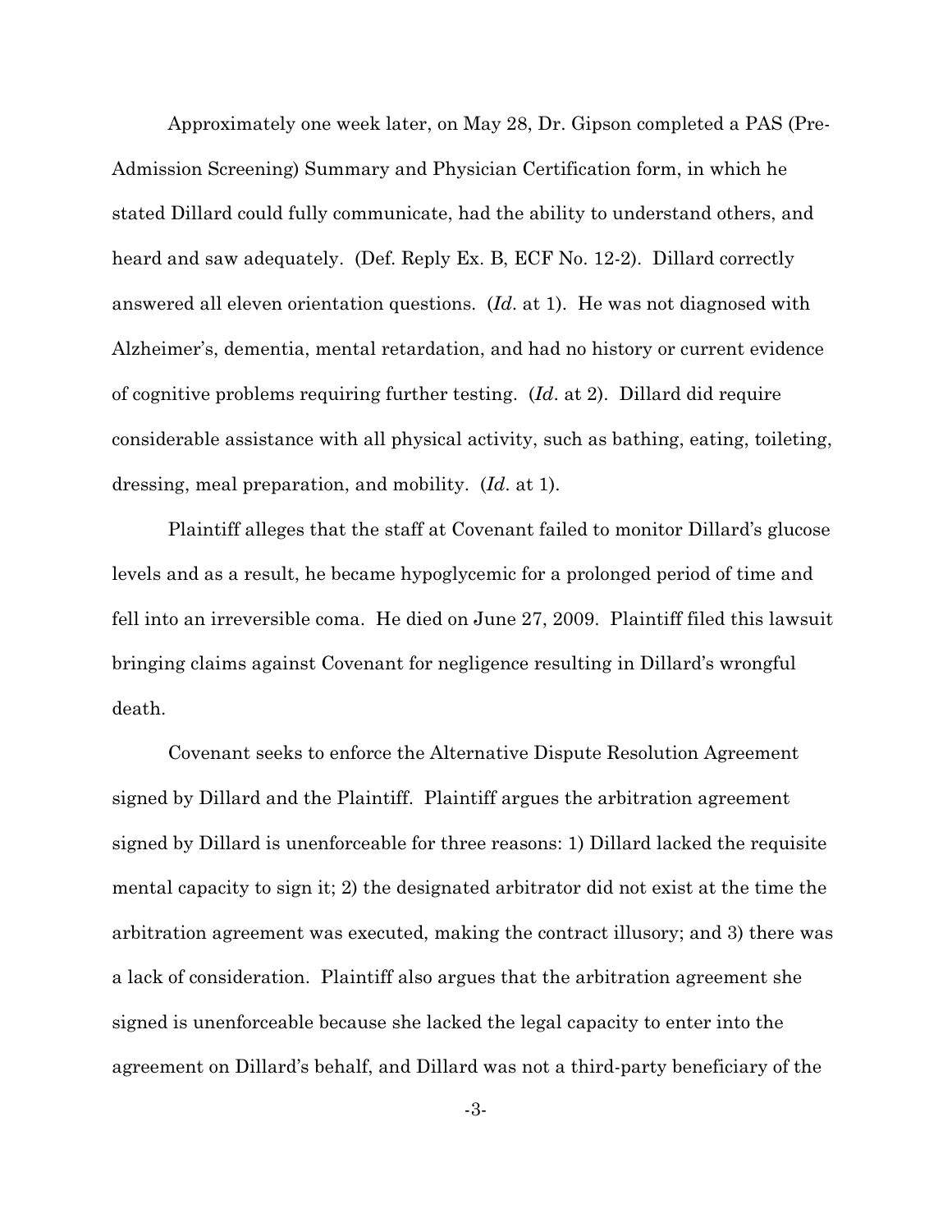Approximately one week later, on May 28, Dr. Gipson completed a PAS (Pre-Admission Screening) Summary and Physician Certification form, in which he stated Dillard could fully communicate, had the ability to understand others, and heard and saw adequately. (Def. Reply Ex. B, ECF No. 12-2). Dillard correctly answered all eleven orientation questions. (*Id*. at 1). He was not diagnosed with Alzheimer's, dementia, mental retardation, and had no history or current evidence of cognitive problems requiring further testing. (*Id*. at 2). Dillard did require considerable assistance with all physical activity, such as bathing, eating, toileting, dressing, meal preparation, and mobility. (*Id*. at 1).

Plaintiff alleges that the staff at Covenant failed to monitor Dillard's glucose levels and as a result, he became hypoglycemic for a prolonged period of time and fell into an irreversible coma. He died on June 27, 2009. Plaintiff filed this lawsuit bringing claims against Covenant for negligence resulting in Dillard's wrongful death.

Covenant seeks to enforce the Alternative Dispute Resolution Agreement signed by Dillard and the Plaintiff. Plaintiff argues the arbitration agreement signed by Dillard is unenforceable for three reasons: 1) Dillard lacked the requisite mental capacity to sign it; 2) the designated arbitrator did not exist at the time the arbitration agreement was executed, making the contract illusory; and 3) there was a lack of consideration. Plaintiff also argues that the arbitration agreement she signed is unenforceable because she lacked the legal capacity to enter into the agreement on Dillard's behalf, and Dillard was not a third-party beneficiary of the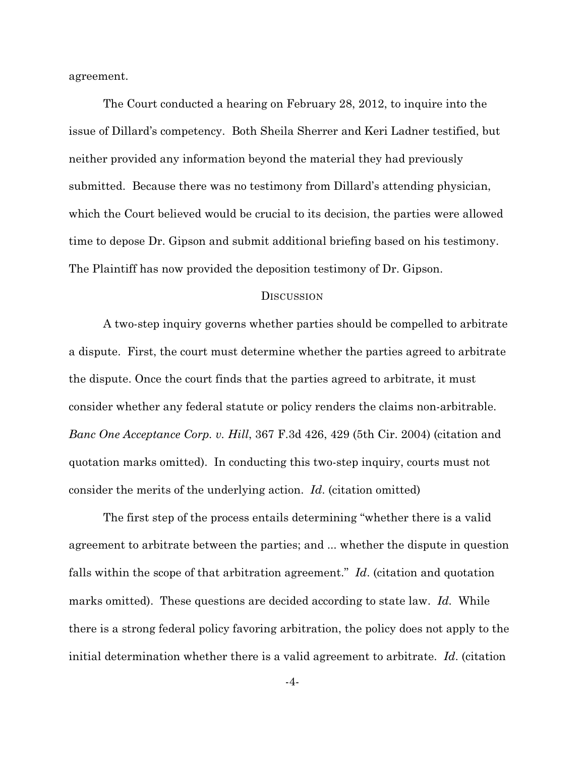agreement.

The Court conducted a hearing on February 28, 2012, to inquire into the issue of Dillard's competency. Both Sheila Sherrer and Keri Ladner testified, but neither provided any information beyond the material they had previously submitted. Because there was no testimony from Dillard's attending physician, which the Court believed would be crucial to its decision, the parties were allowed time to depose Dr. Gipson and submit additional briefing based on his testimony. The Plaintiff has now provided the deposition testimony of Dr. Gipson.

## DISCUSSION

A two-step inquiry governs whether parties should be compelled to arbitrate a dispute. First, the court must determine whether the parties agreed to arbitrate the dispute. Once the court finds that the parties agreed to arbitrate, it must consider whether any federal statute or policy renders the claims non-arbitrable. *Banc One Acceptance Corp. v. Hill*, 367 F.3d 426, 429 (5th Cir. 2004) (citation and quotation marks omitted). In conducting this two-step inquiry, courts must not consider the merits of the underlying action. *Id*. (citation omitted)

The first step of the process entails determining "whether there is a valid agreement to arbitrate between the parties; and ... whether the dispute in question falls within the scope of that arbitration agreement." *Id*. (citation and quotation marks omitted). These questions are decided according to state law. *Id.* While there is a strong federal policy favoring arbitration, the policy does not apply to the initial determination whether there is a valid agreement to arbitrate. *Id*. (citation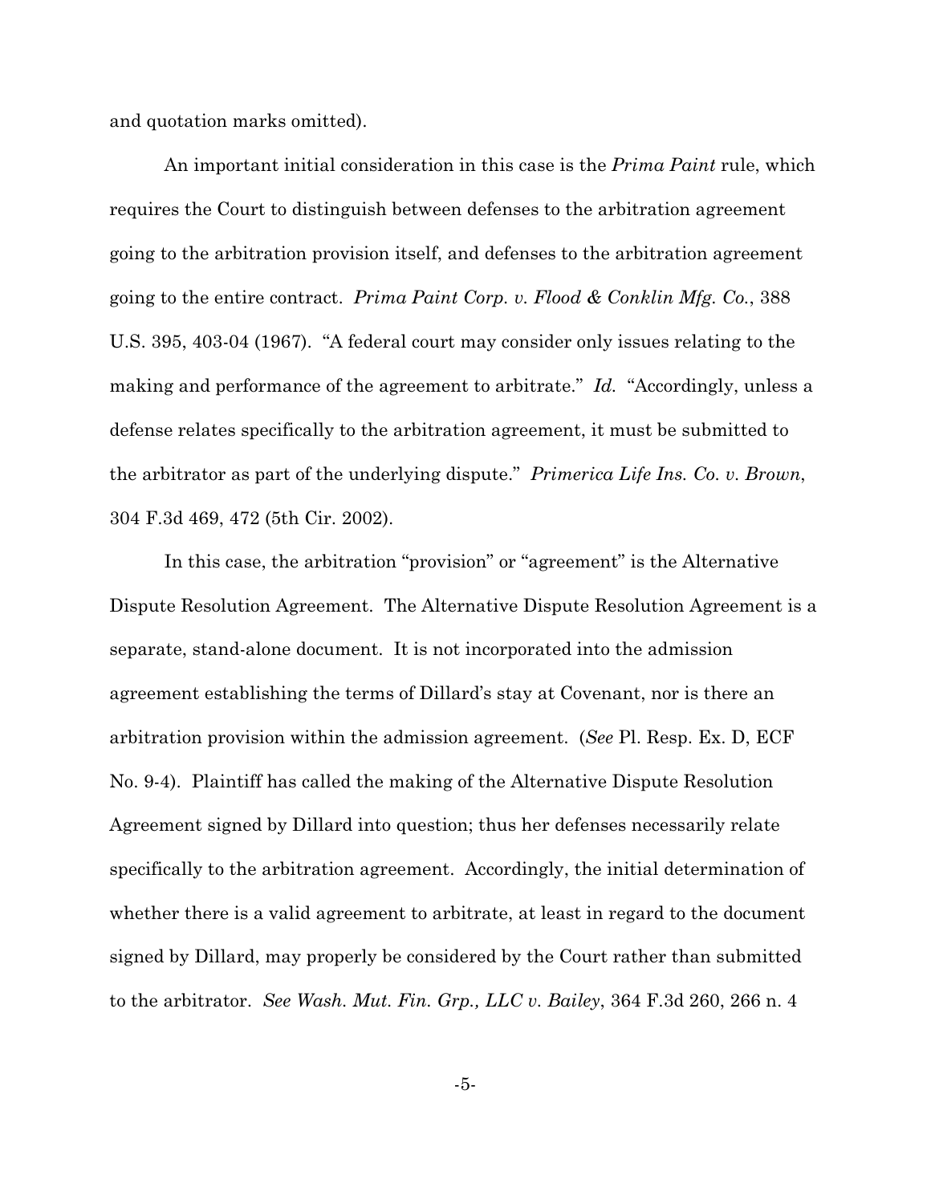and quotation marks omitted).

An important initial consideration in this case is the *Prima Paint* rule, which requires the Court to distinguish between defenses to the arbitration agreement going to the arbitration provision itself, and defenses to the arbitration agreement going to the entire contract. *Prima Paint Corp. v. Flood & Conklin Mfg. Co.*, 388 U.S. 395, 403-04 (1967). "A federal court may consider only issues relating to the making and performance of the agreement to arbitrate." *Id.* "Accordingly, unless a defense relates specifically to the arbitration agreement, it must be submitted to the arbitrator as part of the underlying dispute." *Primerica Life Ins. Co. v. Brown*, 304 F.3d 469, 472 (5th Cir. 2002).

In this case, the arbitration "provision" or "agreement" is the Alternative Dispute Resolution Agreement. The Alternative Dispute Resolution Agreement is a separate, stand-alone document. It is not incorporated into the admission agreement establishing the terms of Dillard's stay at Covenant, nor is there an arbitration provision within the admission agreement. (*See* Pl. Resp. Ex. D, ECF No. 9-4). Plaintiff has called the making of the Alternative Dispute Resolution Agreement signed by Dillard into question; thus her defenses necessarily relate specifically to the arbitration agreement. Accordingly, the initial determination of whether there is a valid agreement to arbitrate, at least in regard to the document signed by Dillard, may properly be considered by the Court rather than submitted to the arbitrator. *See Wash. Mut. Fin. Grp., LLC v. Bailey*, 364 F.3d 260, 266 n. 4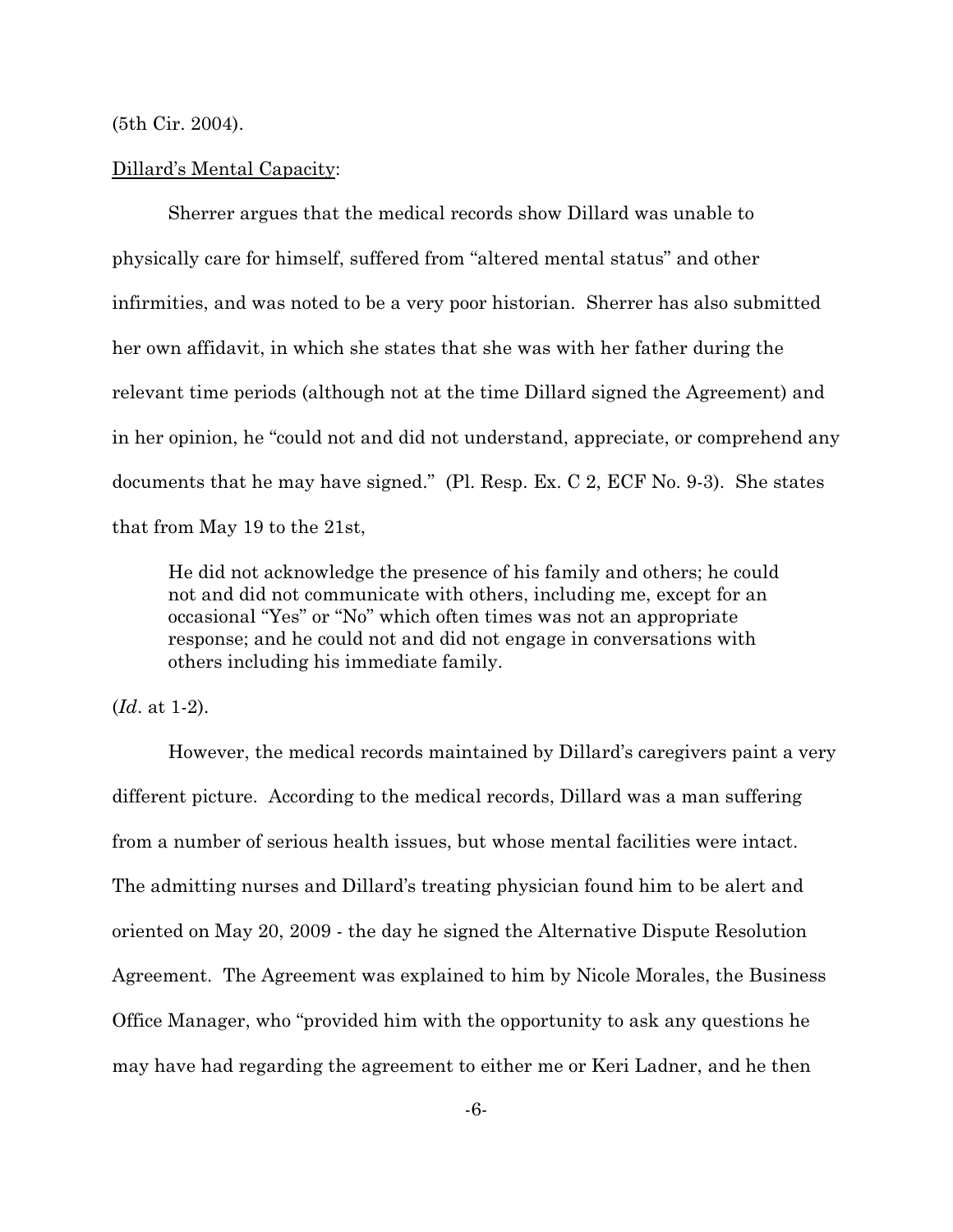(5th Cir. 2004).

Dillard's Mental Capacity:

Sherrer argues that the medical records show Dillard was unable to physically care for himself, suffered from "altered mental status" and other infirmities, and was noted to be a very poor historian. Sherrer has also submitted her own affidavit, in which she states that she was with her father during the relevant time periods (although not at the time Dillard signed the Agreement) and in her opinion, he "could not and did not understand, appreciate, or comprehend any documents that he may have signed." (Pl. Resp. Ex. C 2, ECF No. 9-3). She states that from May 19 to the 21st,

> He did not acknowledge the presence of his family and others; he could not and did not communicate with others, including me, except for an occasional "Yes" or "No" which often times was not an appropriate response; and he could not and did not engage in conversations with others including his immediate family.

(*Id*. at 1-2).

However, the medical records maintained by Dillard's caregivers paint a very different picture. According to the medical records, Dillard was a man suffering from a number of serious health issues, but whose mental facilities were intact. The admitting nurses and Dillard's treating physician found him to be alert and oriented on May 20, 2009 - the day he signed the Alternative Dispute Resolution Agreement. The Agreement was explained to him by Nicole Morales, the Business Office Manager, who "provided him with the opportunity to ask any questions he may have had regarding the agreement to either me or Keri Ladner, and he then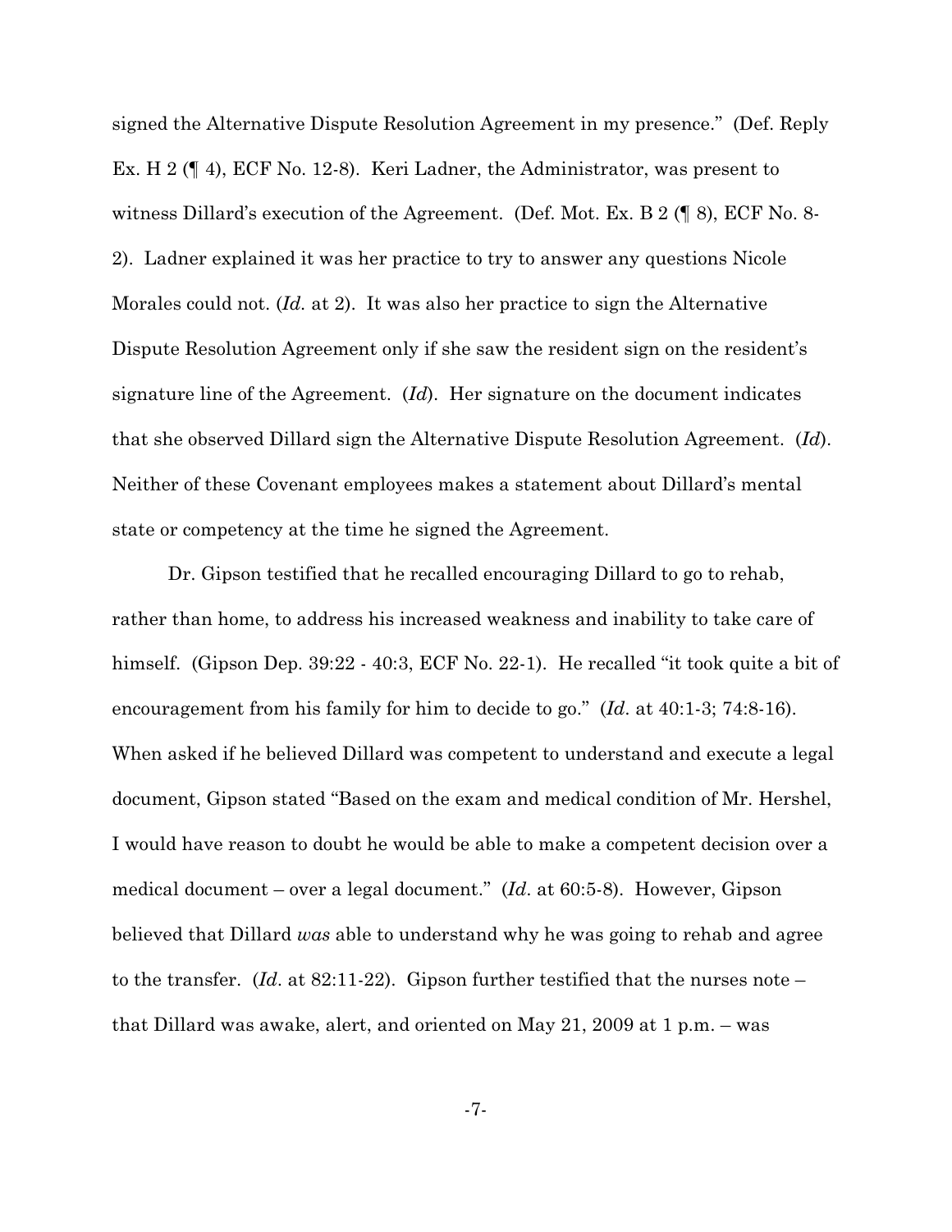signed the Alternative Dispute Resolution Agreement in my presence." (Def. Reply Ex. H 2 (¶ 4), ECF No. 12-8). Keri Ladner, the Administrator, was present to witness Dillard's execution of the Agreement. (Def. Mot. Ex. B 2 (¶ 8), ECF No. 8-2). Ladner explained it was her practice to try to answer any questions Nicole Morales could not. (*Id.* at 2). It was also her practice to sign the Alternative Dispute Resolution Agreement only if she saw the resident sign on the resident's signature line of the Agreement. (*Id*). Her signature on the document indicates that she observed Dillard sign the Alternative Dispute Resolution Agreement. (*Id*). Neither of these Covenant employees makes a statement about Dillard's mental state or competency at the time he signed the Agreement.

Dr. Gipson testified that he recalled encouraging Dillard to go to rehab, rather than home, to address his increased weakness and inability to take care of himself. (Gipson Dep. 39:22 - 40:3, ECF No. 22-1). He recalled "it took quite a bit of encouragement from his family for him to decide to go." (*Id*. at 40:1-3; 74:8-16). When asked if he believed Dillard was competent to understand and execute a legal document, Gipson stated "Based on the exam and medical condition of Mr. Hershel, I would have reason to doubt he would be able to make a competent decision over a medical document – over a legal document." (*Id*. at 60:5-8). However, Gipson believed that Dillard *was* able to understand why he was going to rehab and agree to the transfer. (*Id*. at 82:11-22). Gipson further testified that the nurses note – that Dillard was awake, alert, and oriented on May 21, 2009 at 1 p.m. – was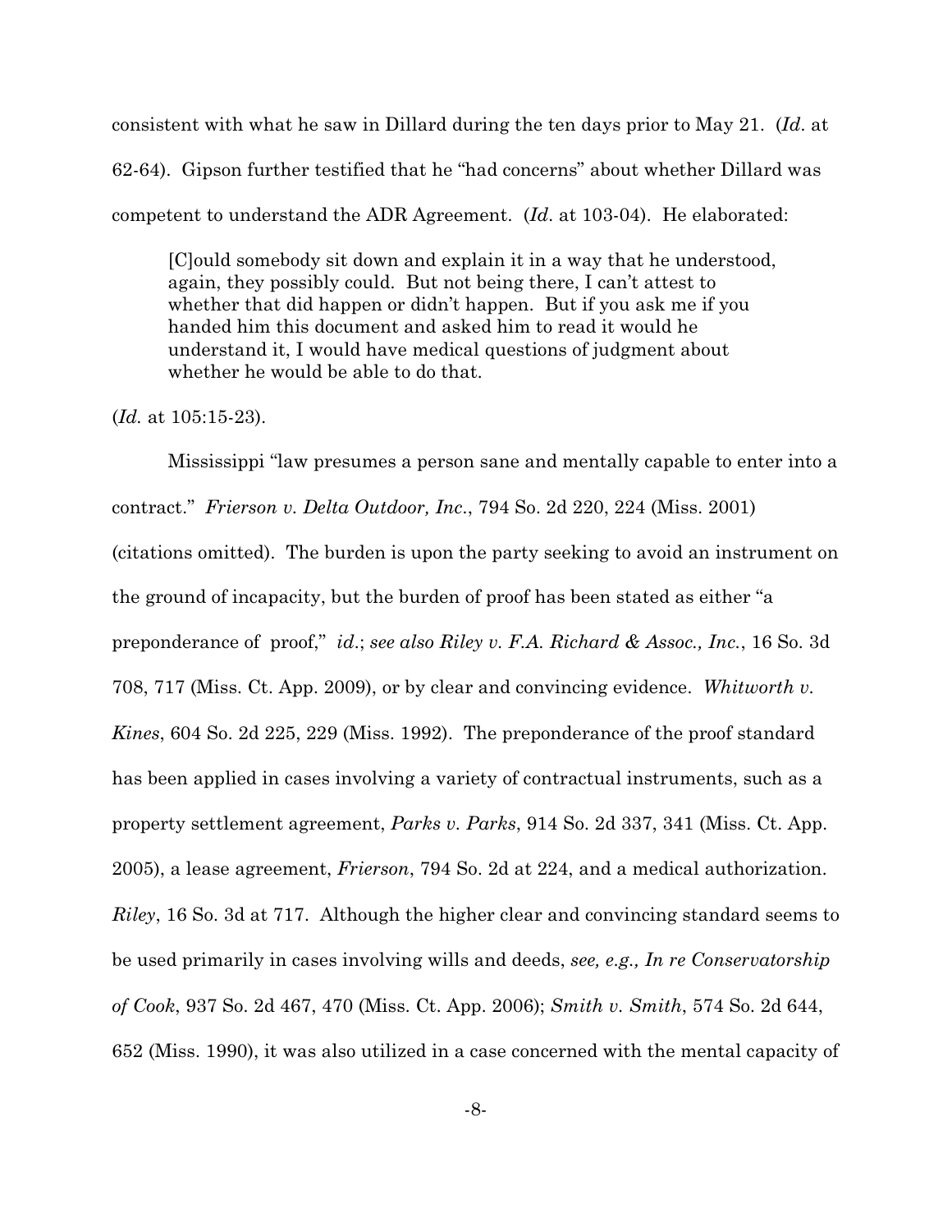consistent with what he saw in Dillard during the ten days prior to May 21. (*Id*. at 62-64). Gipson further testified that he "had concerns" about whether Dillard was competent to understand the ADR Agreement. (*Id*. at 103-04). He elaborated:

> [C]ould somebody sit down and explain it in a way that he understood, again, they possibly could. But not being there, I can't attest to whether that did happen or didn't happen. But if you ask me if you handed him this document and asked him to read it would he understand it, I would have medical questions of judgment about whether he would be able to do that.

(*Id.* at 105:15-23).

Mississippi "law presumes a person sane and mentally capable to enter into a contract." *Frierson v. Delta Outdoor, Inc*., 794 So. 2d 220, 224 (Miss. 2001) (citations omitted). The burden is upon the party seeking to avoid an instrument on the ground of incapacity, but the burden of proof has been stated as either "a preponderance of proof," *id*.; *see also Riley v. F.A. Richard & Assoc., Inc.*, 16 So. 3d 708, 717 (Miss. Ct. App. 2009), or by clear and convincing evidence. *Whitworth v. Kines*, 604 So. 2d 225, 229 (Miss. 1992). The preponderance of the proof standard has been applied in cases involving a variety of contractual instruments, such as a property settlement agreement, *Parks v. Parks*, 914 So. 2d 337, 341 (Miss. Ct. App. 2005), a lease agreement, *Frierson*, 794 So. 2d at 224, and a medical authorization. *Riley*, 16 So. 3d at 717. Although the higher clear and convincing standard seems to be used primarily in cases involving wills and deeds, *see, e.g., In re Conservatorship of Cook*, 937 So. 2d 467, 470 (Miss. Ct. App. 2006); *Smith v. Smith*, 574 So. 2d 644, 652 (Miss. 1990), it was also utilized in a case concerned with the mental capacity of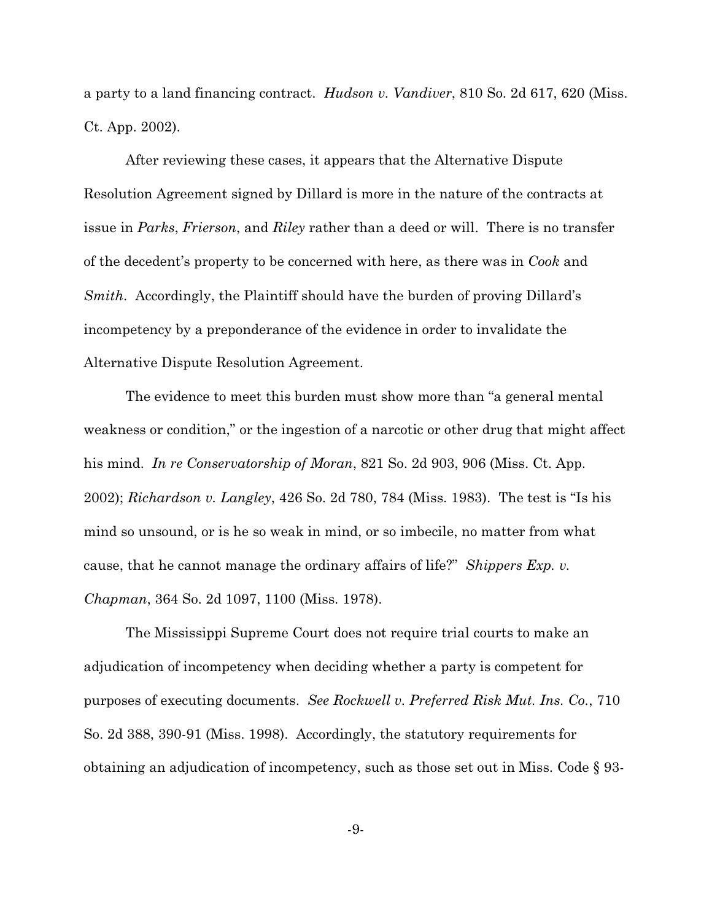a party to a land financing contract. *Hudson v. Vandiver*, 810 So. 2d 617, 620 (Miss. Ct. App. 2002).

After reviewing these cases, it appears that the Alternative Dispute Resolution Agreement signed by Dillard is more in the nature of the contracts at issue in *Parks*, *Frierson*, and *Riley* rather than a deed or will. There is no transfer of the decedent's property to be concerned with here, as there was in *Cook* and *Smith*. Accordingly, the Plaintiff should have the burden of proving Dillard's incompetency by a preponderance of the evidence in order to invalidate the Alternative Dispute Resolution Agreement.

The evidence to meet this burden must show more than "a general mental weakness or condition," or the ingestion of a narcotic or other drug that might affect his mind. *In re Conservatorship of Moran*, 821 So. 2d 903, 906 (Miss. Ct. App. 2002); *Richardson v. Langley*, 426 So. 2d 780, 784 (Miss. 1983). The test is "Is his mind so unsound, or is he so weak in mind, or so imbecile, no matter from what cause, that he cannot manage the ordinary affairs of life?" *Shippers Exp. v. Chapman*, 364 So. 2d 1097, 1100 (Miss. 1978).

The Mississippi Supreme Court does not require trial courts to make an adjudication of incompetency when deciding whether a party is competent for purposes of executing documents. *See Rockwell v. Preferred Risk Mut. Ins. Co.*, 710 So. 2d 388, 390-91 (Miss. 1998). Accordingly, the statutory requirements for obtaining an adjudication of incompetency, such as those set out in Miss. Code § 93-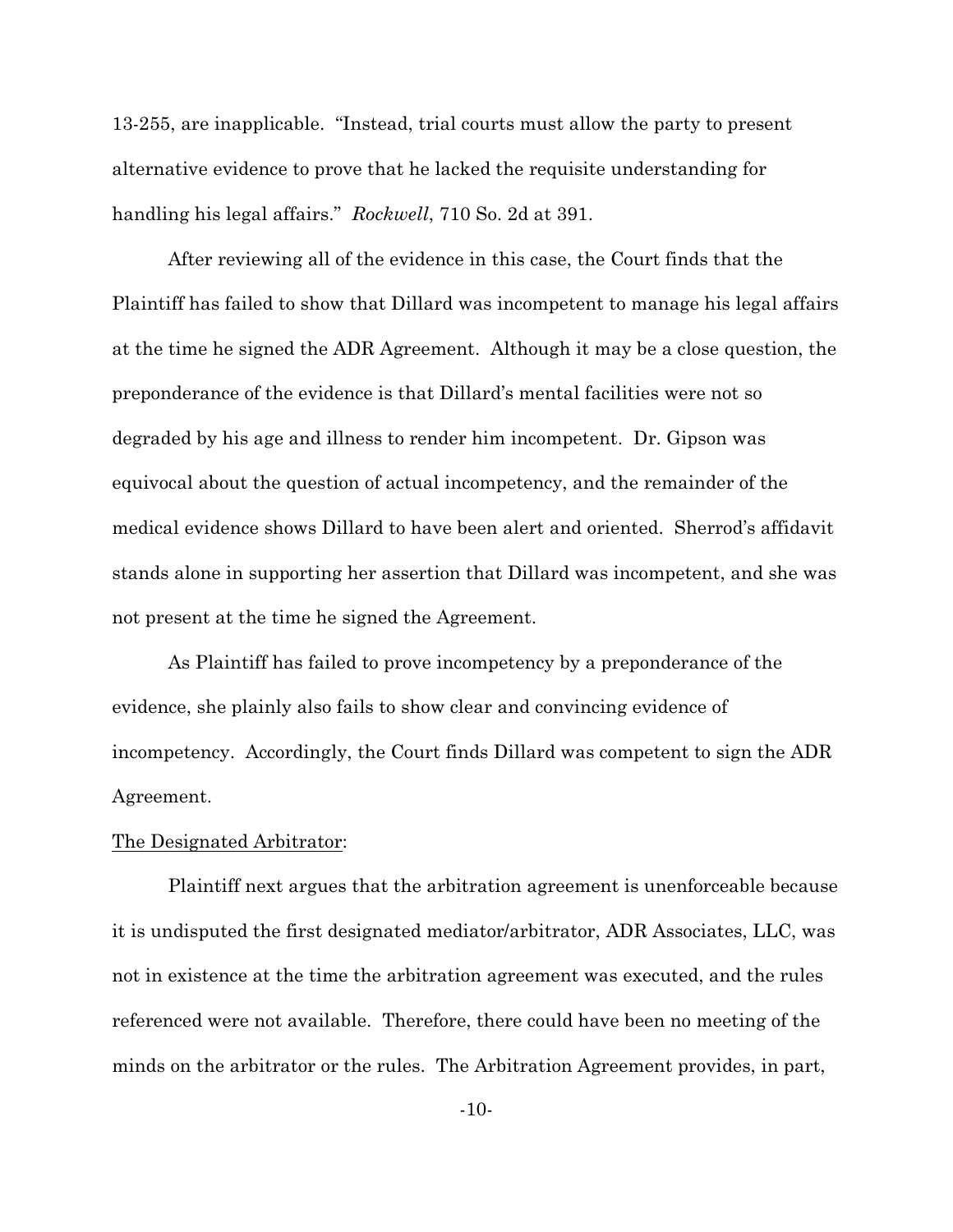13-255, are inapplicable. "Instead, trial courts must allow the party to present alternative evidence to prove that he lacked the requisite understanding for handling his legal affairs." *Rockwell*, 710 So. 2d at 391.

After reviewing all of the evidence in this case, the Court finds that the Plaintiff has failed to show that Dillard was incompetent to manage his legal affairs at the time he signed the ADR Agreement. Although it may be a close question, the preponderance of the evidence is that Dillard's mental facilities were not so degraded by his age and illness to render him incompetent. Dr. Gipson was equivocal about the question of actual incompetency, and the remainder of the medical evidence shows Dillard to have been alert and oriented. Sherrod's affidavit stands alone in supporting her assertion that Dillard was incompetent, and she was not present at the time he signed the Agreement.

As Plaintiff has failed to prove incompetency by a preponderance of the evidence, she plainly also fails to show clear and convincing evidence of incompetency. Accordingly, the Court finds Dillard was competent to sign the ADR Agreement.

<u>The Designated Arbitrator</u>:

Plaintiff next argues that the arbitration agreement is unenforceable because it is undisputed the first designated mediator/arbitrator, ADR Associates, LLC, was not in existence at the time the arbitration agreement was executed, and the rules referenced were not available. Therefore, there could have been no meeting of the minds on the arbitrator or the rules. The Arbitration Agreement provides, in part,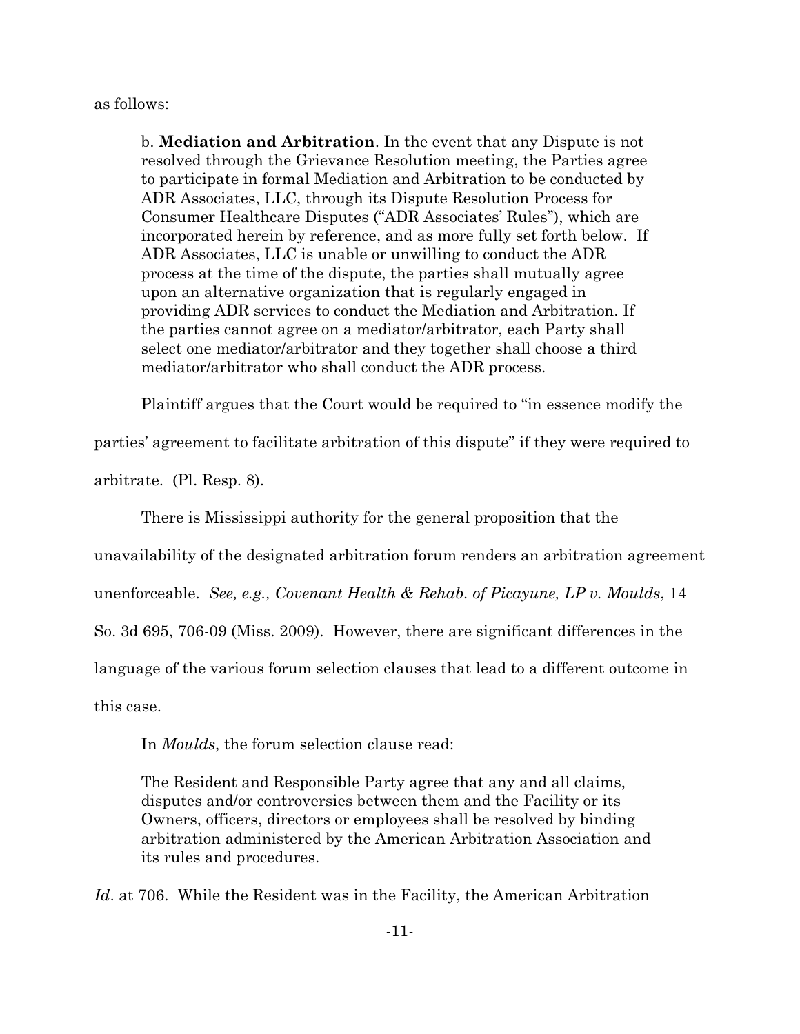as follows:

> b. **Mediation and Arbitration**. In the event that any Dispute is not resolved through the Grievance Resolution meeting, the Parties agree to participate in formal Mediation and Arbitration to be conducted by ADR Associates, LLC, through its Dispute Resolution Process for Consumer Healthcare Disputes ("ADR Associates' Rules"), which are incorporated herein by reference, and as more fully set forth below. If ADR Associates, LLC is unable or unwilling to conduct the ADR process at the time of the dispute, the parties shall mutually agree upon an alternative organization that is regularly engaged in providing ADR services to conduct the Mediation and Arbitration. If the parties cannot agree on a mediator/arbitrator, each Party shall select one mediator/arbitrator and they together shall choose a third mediator/arbitrator who shall conduct the ADR process.

Plaintiff argues that the Court would be required to "in essence modify the parties' agreement to facilitate arbitration of this dispute" if they were required to arbitrate. (Pl. Resp. 8).

There is Mississippi authority for the general proposition that the unavailability of the designated arbitration forum renders an arbitration agreement unenforceable. *See, e.g., Covenant Health & Rehab. of Picayune, LP v. Moulds*, 14 So. 3d 695, 706-09 (Miss. 2009). However, there are significant differences in the language of the various forum selection clauses that lead to a different outcome in this case.

In *Moulds*, the forum selection clause read:

> The Resident and Responsible Party agree that any and all claims, disputes and/or controversies between them and the Facility or its Owners, officers, directors or employees shall be resolved by binding arbitration administered by the American Arbitration Association and its rules and procedures.

*Id*. at 706. While the Resident was in the Facility, the American Arbitration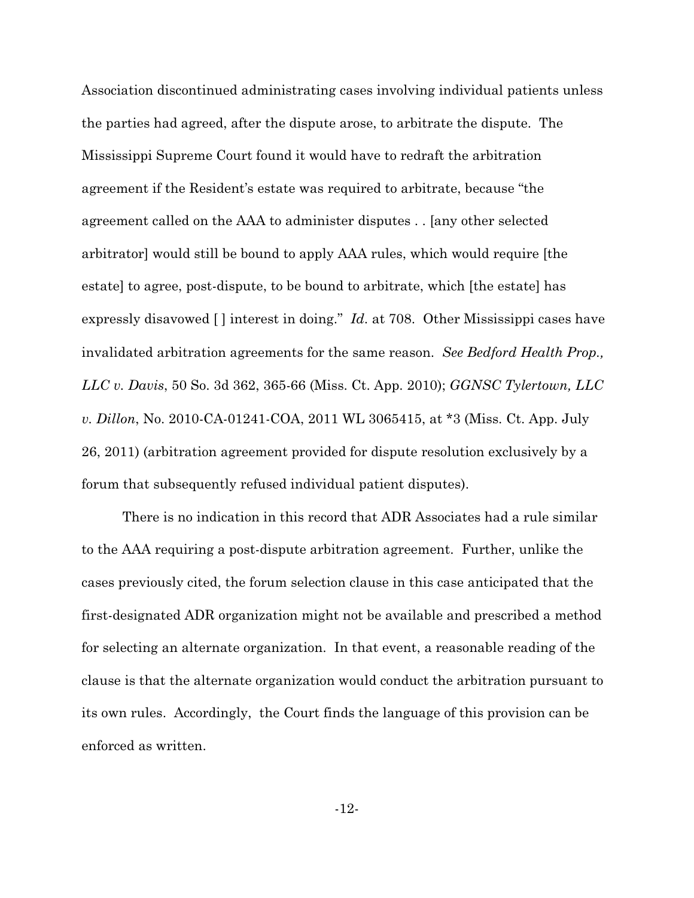Association discontinued administrating cases involving individual patients unless the parties had agreed, after the dispute arose, to arbitrate the dispute. The Mississippi Supreme Court found it would have to redraft the arbitration agreement if the Resident's estate was required to arbitrate, because "the agreement called on the AAA to administer disputes . . [any other selected arbitrator] would still be bound to apply AAA rules, which would require [the estate] to agree, post-dispute, to be bound to arbitrate, which [the estate] has expressly disavowed [ ] interest in doing." *Id*. at 708. Other Mississippi cases have invalidated arbitration agreements for the same reason. *See Bedford Health Prop., LLC v. Davis*, 50 So. 3d 362, 365-66 (Miss. Ct. App. 2010); *GGNSC Tylertown, LLC v. Dillon*, No. 2010-CA-01241-COA, 2011 WL 3065415, at *3 (Miss. Ct. App. July 26, 2011) (arbitration agreement provided for dispute resolution exclusively by a forum that subsequently refused individual patient disputes).

There is no indication in this record that ADR Associates had a rule similar to the AAA requiring a post-dispute arbitration agreement. Further, unlike the cases previously cited, the forum selection clause in this case anticipated that the first-designated ADR organization might not be available and prescribed a method for selecting an alternate organization. In that event, a reasonable reading of the clause is that the alternate organization would conduct the arbitration pursuant to its own rules. Accordingly, the Court finds the language of this provision can be enforced as written.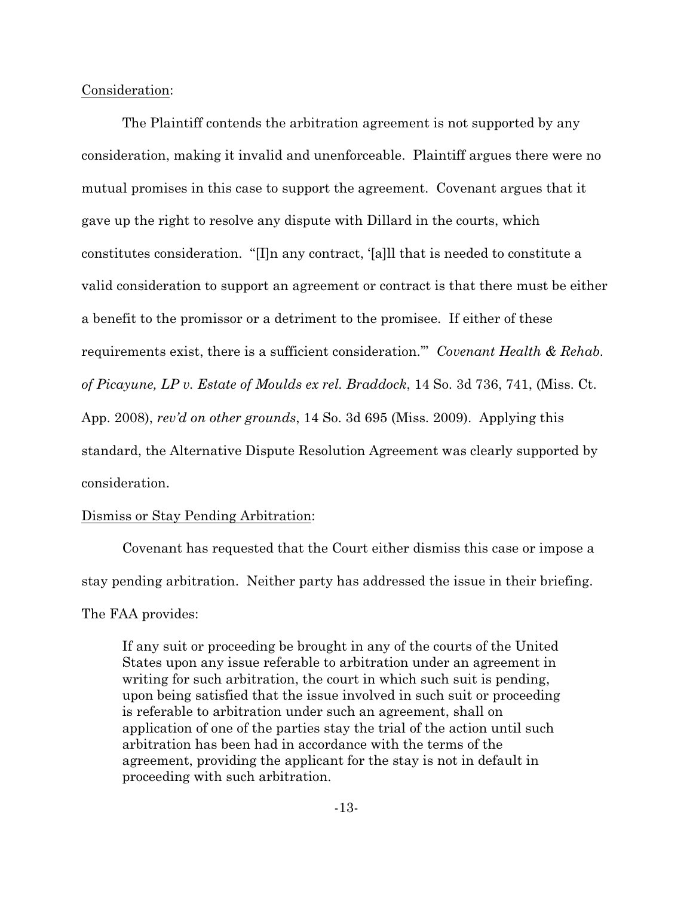Consideration:

The Plaintiff contends the arbitration agreement is not supported by any consideration, making it invalid and unenforceable. Plaintiff argues there were no mutual promises in this case to support the agreement. Covenant argues that it gave up the right to resolve any dispute with Dillard in the courts, which constitutes consideration. "[I]n any contract, '[a]ll that is needed to constitute a valid consideration to support an agreement or contract is that there must be either a benefit to the promissor or a detriment to the promisee. If either of these requirements exist, there is a sufficient consideration.'" *Covenant Health & Rehab. of Picayune, LP v. Estate of Moulds ex rel. Braddock*, 14 So. 3d 736, 741, (Miss. Ct. App. 2008), *rev'd on other grounds*, 14 So. 3d 695 (Miss. 2009). Applying this standard, the Alternative Dispute Resolution Agreement was clearly supported by consideration.

Dismiss or Stay Pending Arbitration:

Covenant has requested that the Court either dismiss this case or impose a stay pending arbitration. Neither party has addressed the issue in their briefing. The FAA provides:

> If any suit or proceeding be brought in any of the courts of the United States upon any issue referable to arbitration under an agreement in writing for such arbitration, the court in which such suit is pending, upon being satisfied that the issue involved in such suit or proceeding is referable to arbitration under such an agreement, shall on application of one of the parties stay the trial of the action until such arbitration has been had in accordance with the terms of the agreement, providing the applicant for the stay is not in default in proceeding with such arbitration.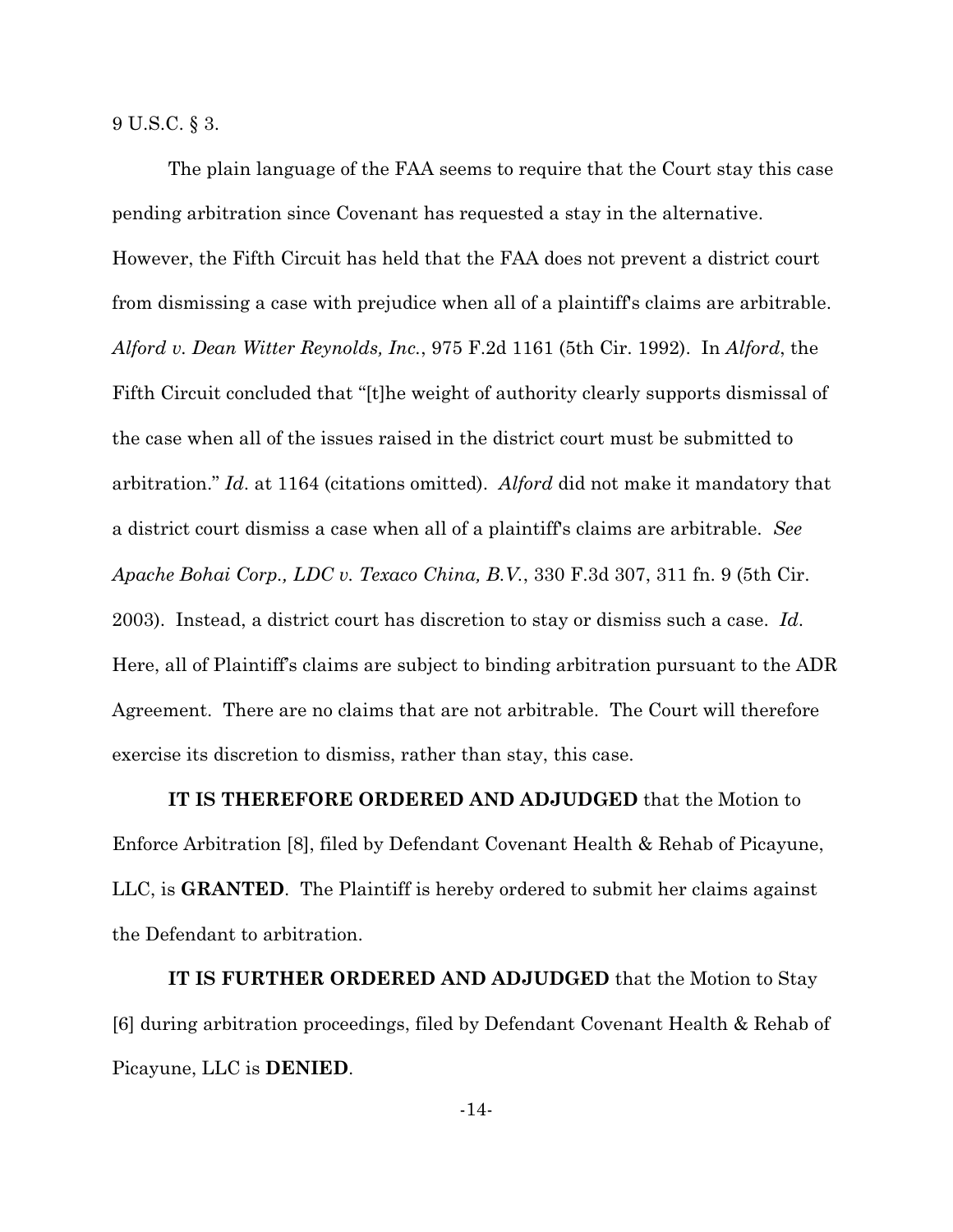9 U.S.C. § 3.

The plain language of the FAA seems to require that the Court stay this case pending arbitration since Covenant has requested a stay in the alternative. However, the Fifth Circuit has held that the FAA does not prevent a district court from dismissing a case with prejudice when all of a plaintiff's claims are arbitrable. *Alford v. Dean Witter Reynolds, Inc.*, 975 F.2d 1161 (5th Cir. 1992). In *Alford*, the Fifth Circuit concluded that "[t]he weight of authority clearly supports dismissal of the case when all of the issues raised in the district court must be submitted to arbitration." *Id.* at 1164 (citations omitted). *Alford* did not make it mandatory that a district court dismiss a case when all of a plaintiff's claims are arbitrable. *See Apache Bohai Corp., LDC v. Texaco China, B.V.*, 330 F.3d 307, 311 fn. 9 (5th Cir. 2003). Instead, a district court has discretion to stay or dismiss such a case. *Id.* Here, all of Plaintiff's claims are subject to binding arbitration pursuant to the ADR Agreement. There are no claims that are not arbitrable. The Court will therefore exercise its discretion to dismiss, rather than stay, this case.

**IT IS THEREFORE ORDERED AND ADJUDGED** that the Motion to Enforce Arbitration [8], filed by Defendant Covenant Health & Rehab of Picayune, LLC, is **GRANTED**. The Plaintiff is hereby ordered to submit her claims against the Defendant to arbitration.

**IT IS FURTHER ORDERED AND ADJUDGED** that the Motion to Stay [6] during arbitration proceedings, filed by Defendant Covenant Health & Rehab of Picayune, LLC is **DENIED**.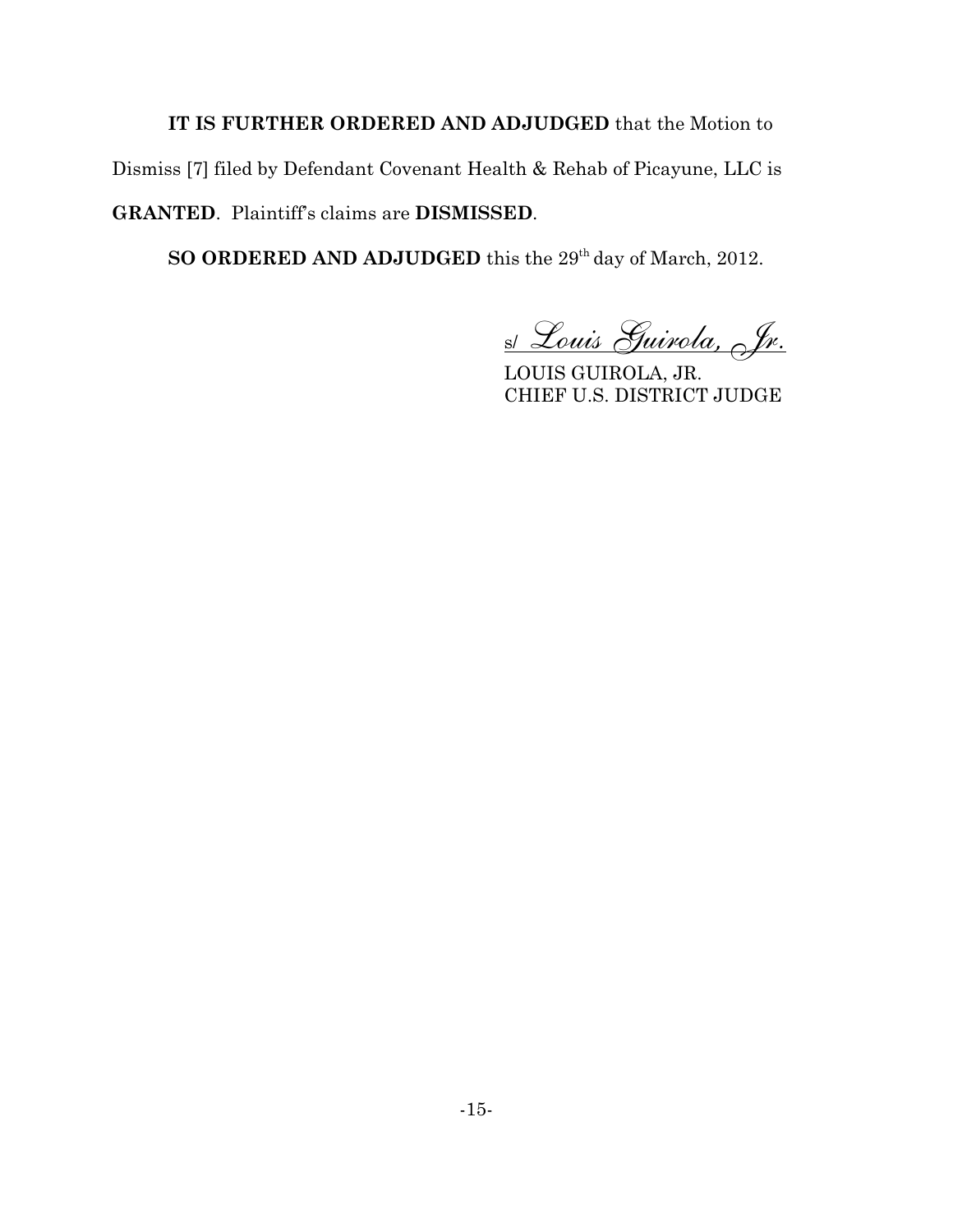**IT IS FURTHER ORDERED AND ADJUDGED** that the Motion to Dismiss [7] filed by Defendant Covenant Health & Rehab of Picayune, LLC is **GRANTED**. Plaintiff's claims are **DISMISSED**.

**SO ORDERED AND ADJUDGED** this the 29th day of March, 2012.

s/ *Louis Guirola, Jr.*

LOUIS GUIROLA, JR.
CHIEF U.S. DISTRICT JUDGE